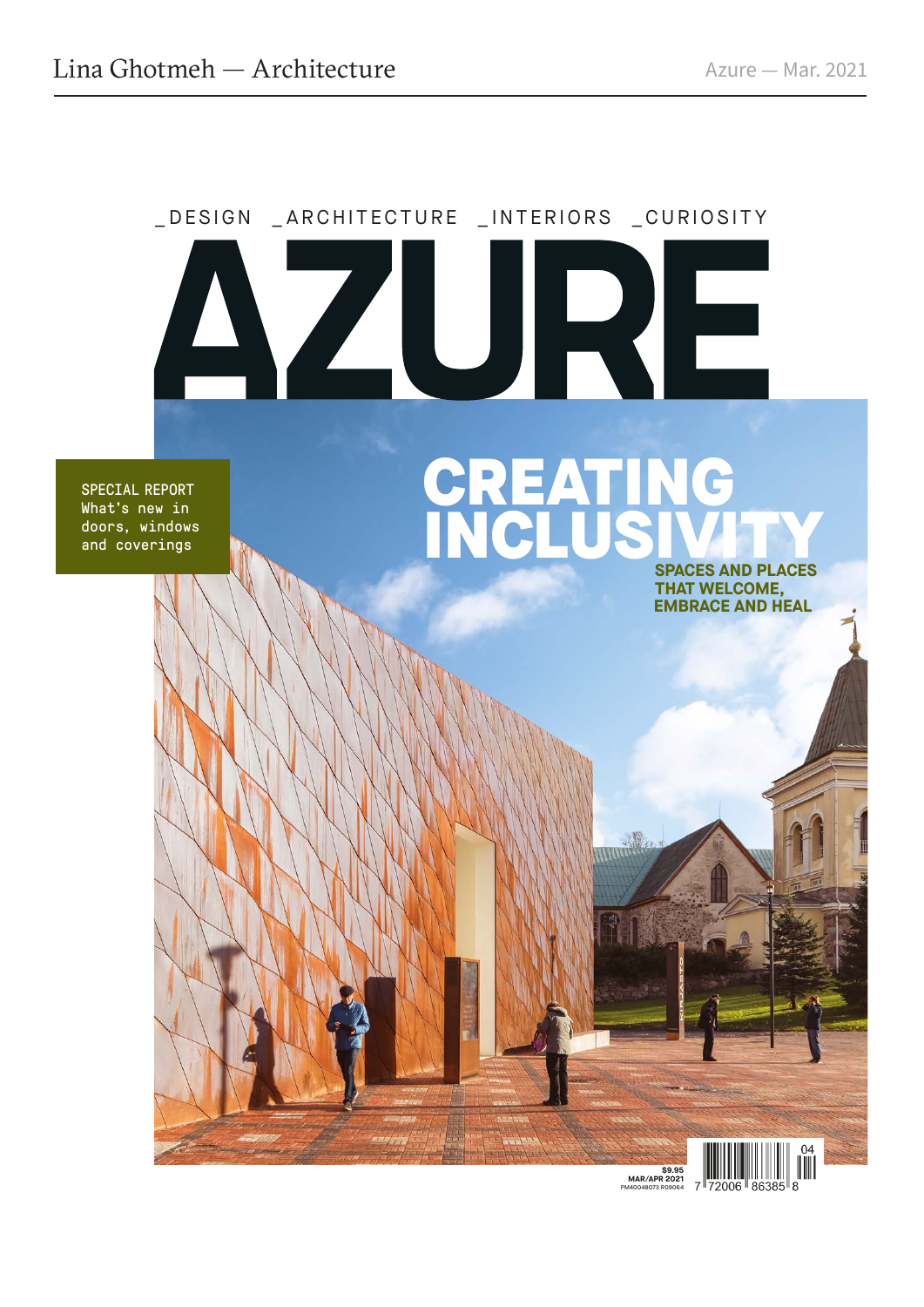# Lina Ghotmeh — Architecture

Azure — Mar. 2021

_DESIGN _ARCHITECTURE _INTERIORS _CURIOSITY

# AZURE

SPECIAL REPORT
What's new in doors, windows and coverings

## CREATING INCLUSIVITY

**SPACES AND PLACES THAT WELCOME, EMBRACE AND HEAL**

$9.95
MAR/APR 2021
PM40048073 R09064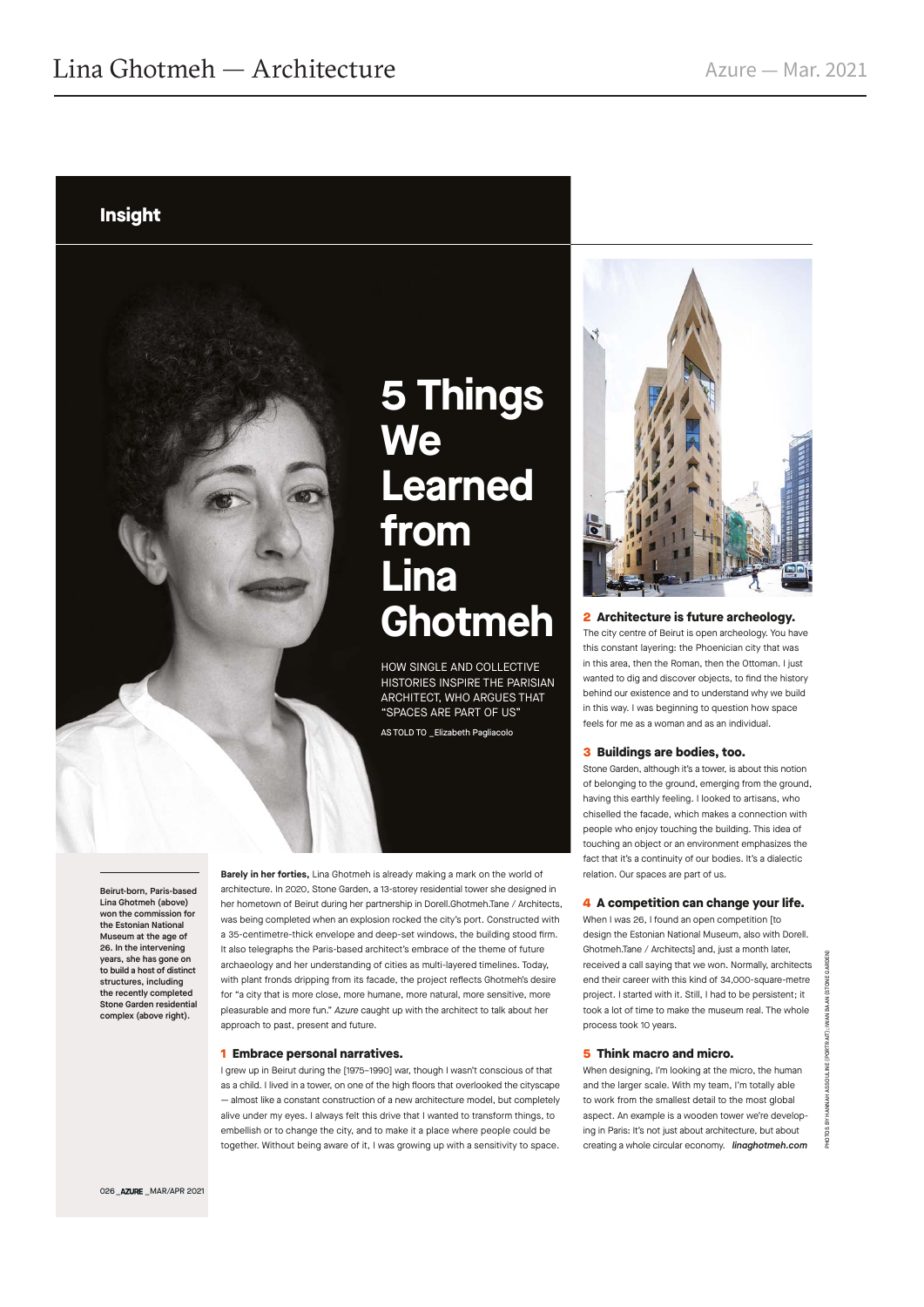Insight

# 5 Things We Learned from Lina Ghotmeh

HOW SINGLE AND COLLECTIVE HISTORIES INSPIRE THE PARISIAN ARCHITECT, WHO ARGUES THAT "SPACES ARE PART OF US"

AS TOLD TO _Elizabeth Pagliacolo

**Beirut-born, Paris-based Lina Ghotmeh (above) won the commission for the Estonian National Museum at the age of 26. In the intervening years, she has gone on to build a host of distinct structures, including the recently completed Stone Garden residential complex (above right).**

**Barely in her forties,** Lina Ghotmeh is already making a mark on the world of architecture. In 2020, Stone Garden, a 13-storey residential tower she designed in her hometown of Beirut during her partnership in Dorell.Ghotmeh.Tane / Architects, was being completed when an explosion rocked the city's port. Constructed with a 35-centimetre-thick envelope and deep-set windows, the building stood firm. It also telegraphs the Paris-based architect's embrace of the theme of future archaeology and her understanding of cities as multi-layered timelines. Today, with plant fronds dripping from its facade, the project reflects Ghotmeh's desire for "a city that is more close, more humane, more natural, more sensitive, more pleasurable and more fun." *Azure* caught up with the architect to talk about her approach to past, present and future.

### 1 Embrace personal narratives.

I grew up in Beirut during the [1975–1990] war, though I wasn't conscious of that as a child. I lived in a tower, on one of the high floors that overlooked the cityscape — almost like a constant construction of a new architecture model, but completely alive under my eyes. I always felt this drive that I wanted to transform things, to embellish or to change the city, and to make it a place where people could be together. Without being aware of it, I was growing up with a sensitivity to space.

### 2 Architecture is future archeology.

The city centre of Beirut is open archeology. You have this constant layering: the Phoenician city that was in this area, then the Roman, then the Ottoman. I just wanted to dig and discover objects, to find the history behind our existence and to understand why we build in this way. I was beginning to question how space feels for me as a woman and as an individual.

### 3 Buildings are bodies, too.

Stone Garden, although it's a tower, is about this notion of belonging to the ground, emerging from the ground, having this earthly feeling. I looked to artisans, who chiselled the facade, which makes a connection with people who enjoy touching the building. This idea of touching an object or an environment emphasizes the fact that it's a continuity of our bodies. It's a dialectic relation. Our spaces are part of us.

### 4 A competition can change your life.

When I was 26, I found an open competition [to design the Estonian National Museum, also with Dorell.Ghotmeh.Tane / Architects] and, just a month later, received a call saying that we won. Normally, architects end their career with this kind of 34,000-square-metre project. I started with it. Still, I had to be persistent; it took a lot of time to make the museum real. The whole process took 10 years.

### 5 Think macro and micro.

When designing, I'm looking at the micro, the human and the larger scale. With my team, I'm totally able to work from the smallest detail to the most global aspect. An example is a wooden tower we're developing in Paris: It's not just about architecture, but about creating a whole circular economy. ***linaghotmeh.com***

PHOTOS BY HANNAH ASSOULINE (PORTRAIT); IWAN BAAN (STONE GARDEN)